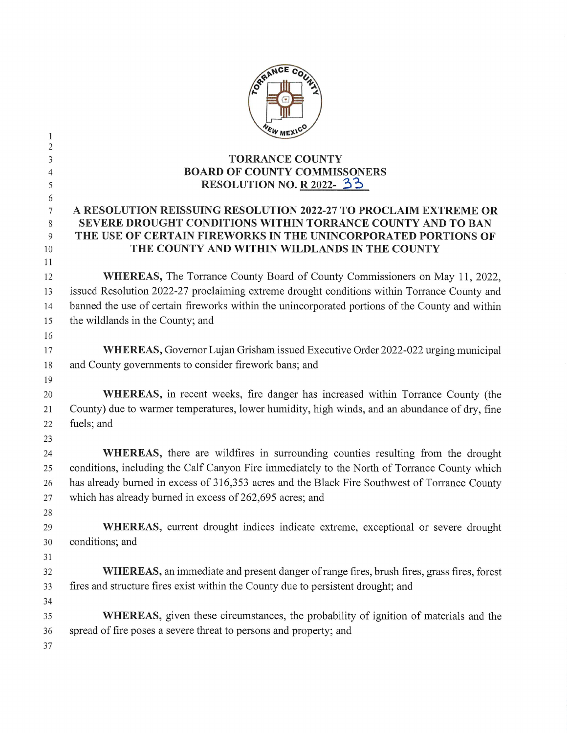# TORRANCE COUNTY
# BOARD OF COUNTY COMMISSONERS
# RESOLUTION NO. R 2022- 33

## A RESOLUTION REISSUING RESOLUTION 2022-27 TO PROCLAIM EXTREME OR SEVERE DROUGHT CONDITIONS WITHIN TORRANCE COUNTY AND TO BAN THE USE OF CERTAIN FIREWORKS IN THE UNINCORPORATED PORTIONS OF THE COUNTY AND WITHIN WILDLANDS IN THE COUNTY

**WHEREAS,** The Torrance County Board of County Commissioners on May 11, 2022, issued Resolution 2022-27 proclaiming extreme drought conditions within Torrance County and banned the use of certain fireworks within the unincorporated portions of the County and within the wildlands in the County; and

**WHEREAS,** Governor Lujan Grisham issued Executive Order 2022-022 urging municipal and County governments to consider firework bans; and

**WHEREAS,** in recent weeks, fire danger has increased within Torrance County (the County) due to warmer temperatures, lower humidity, high winds, and an abundance of dry, fine fuels; and

**WHEREAS,** there are wildfires in surrounding counties resulting from the drought conditions, including the Calf Canyon Fire immediately to the North of Torrance County which has already burned in excess of 316,353 acres and the Black Fire Southwest of Torrance County which has already burned in excess of 262,695 acres; and

**WHEREAS,** current drought indices indicate extreme, exceptional or severe drought conditions; and

**WHEREAS,** an immediate and present danger of range fires, brush fires, grass fires, forest fires and structure fires exist within the County due to persistent drought; and

**WHEREAS,** given these circumstances, the probability of ignition of materials and the spread of fire poses a severe threat to persons and property; and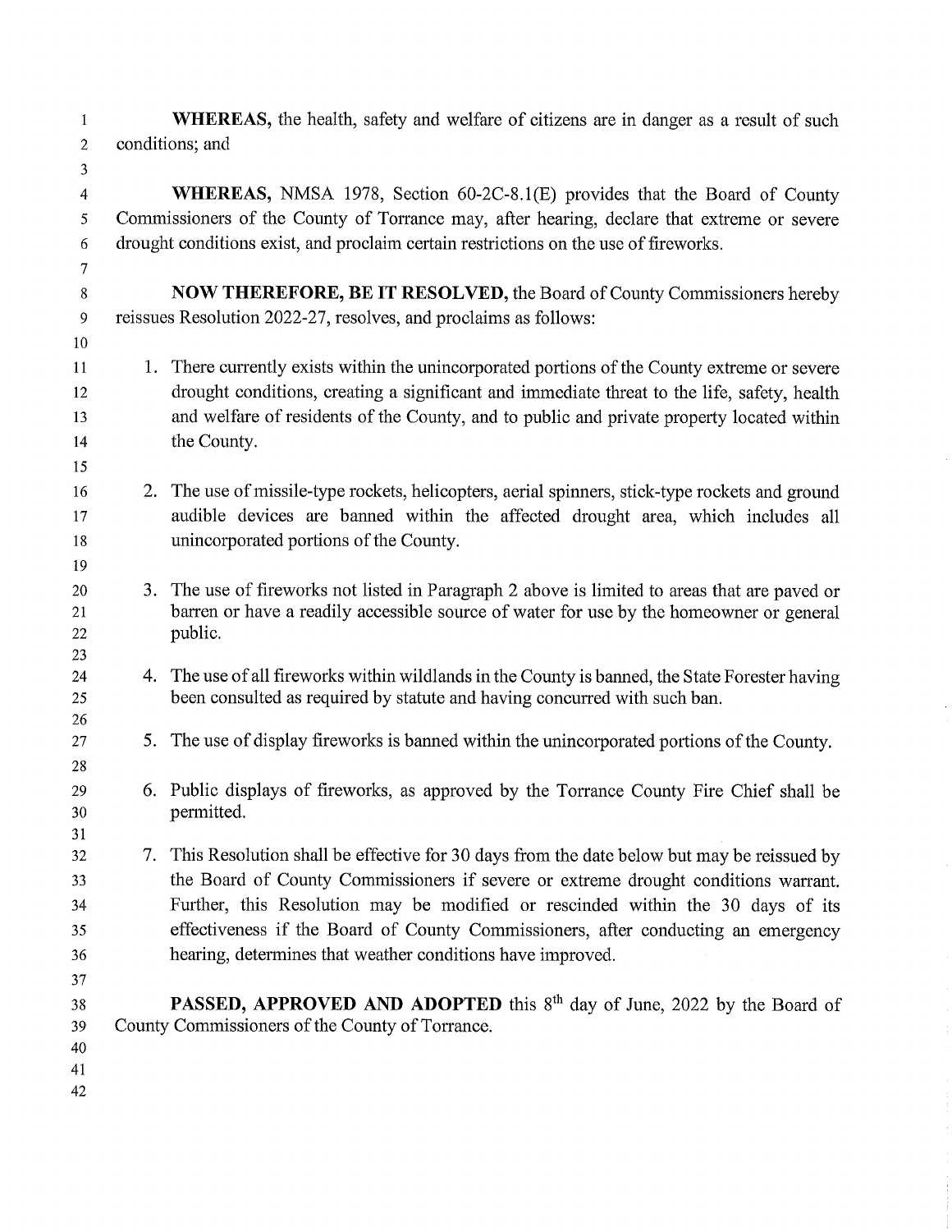**WHEREAS,** the health, safety and welfare of citizens are in danger as a result of such conditions; and

**WHEREAS,** NMSA 1978, Section 60-2C-8.1(E) provides that the Board of County Commissioners of the County of Torrance may, after hearing, declare that extreme or severe drought conditions exist, and proclaim certain restrictions on the use of fireworks.

**NOW THEREFORE, BE IT RESOLVED,** the Board of County Commissioners hereby reissues Resolution 2022-27, resolves, and proclaims as follows:

1. There currently exists within the unincorporated portions of the County extreme or severe drought conditions, creating a significant and immediate threat to the life, safety, health and welfare of residents of the County, and to public and private property located within the County.

2. The use of missile-type rockets, helicopters, aerial spinners, stick-type rockets and ground audible devices are banned within the affected drought area, which includes all unincorporated portions of the County.

3. The use of fireworks not listed in Paragraph 2 above is limited to areas that are paved or barren or have a readily accessible source of water for use by the homeowner or general public.

4. The use of all fireworks within wildlands in the County is banned, the State Forester having been consulted as required by statute and having concurred with such ban.

5. The use of display fireworks is banned within the unincorporated portions of the County.

6. Public displays of fireworks, as approved by the Torrance County Fire Chief shall be permitted.

7. This Resolution shall be effective for 30 days from the date below but may be reissued by the Board of County Commissioners if severe or extreme drought conditions warrant. Further, this Resolution may be modified or rescinded within the 30 days of its effectiveness if the Board of County Commissioners, after conducting an emergency hearing, determines that weather conditions have improved.

**PASSED, APPROVED AND ADOPTED** this 8th day of June, 2022 by the Board of County Commissioners of the County of Torrance.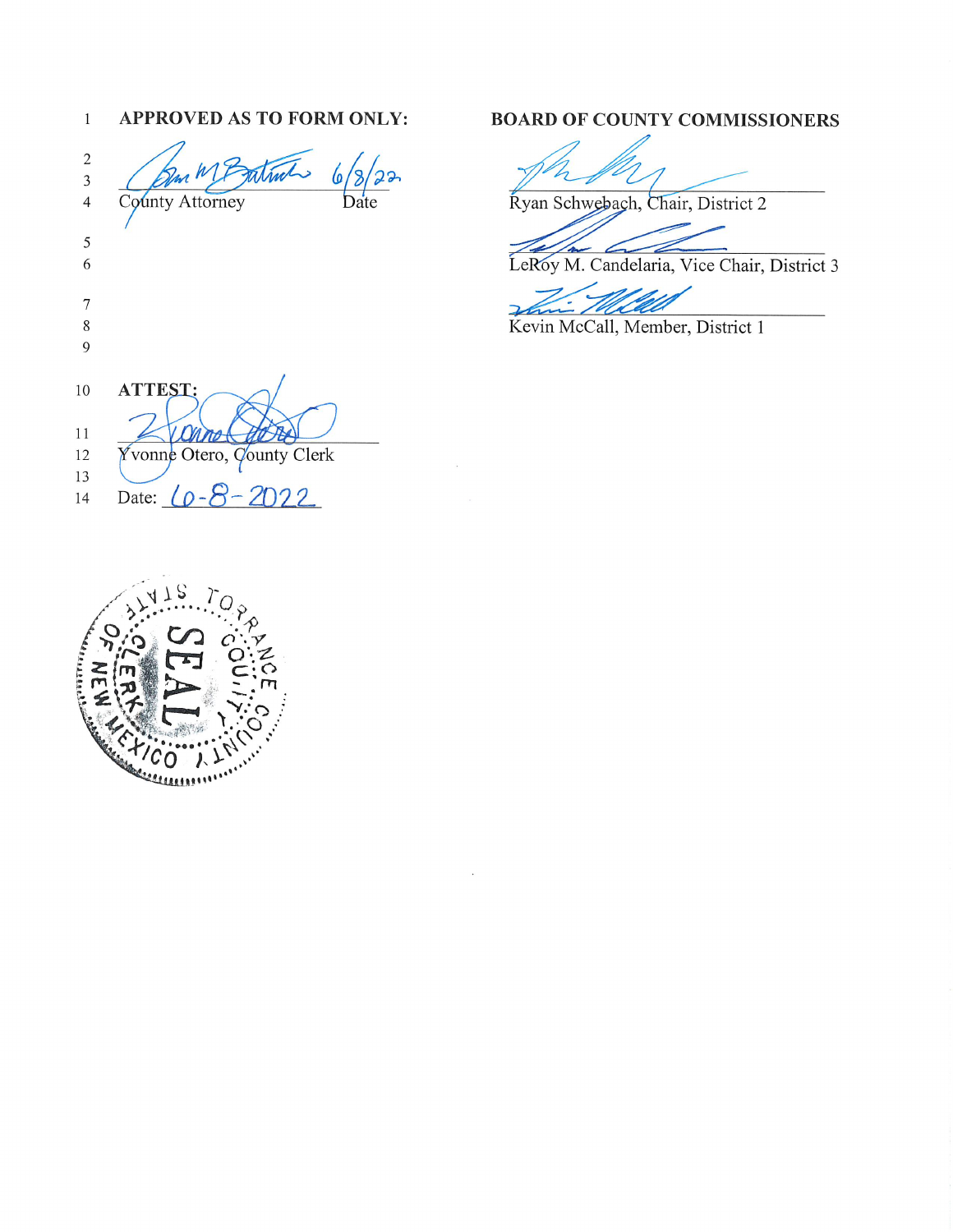**APPROVED AS TO FORM ONLY:**

6/8/22

County Attorney — Date

**BOARD OF COUNTY COMMISSIONERS**

Ryan Schwebach, Chair, District 2

LeRoy M. Candelaria, Vice Chair, District 3

Kevin McCall, Member, District 1

**ATTEST:**

Yvonne Otero, County Clerk

Date: 6-8-2022

TORRANCE COUNTY CLERK SEAL STATE OF NEW MEXICO